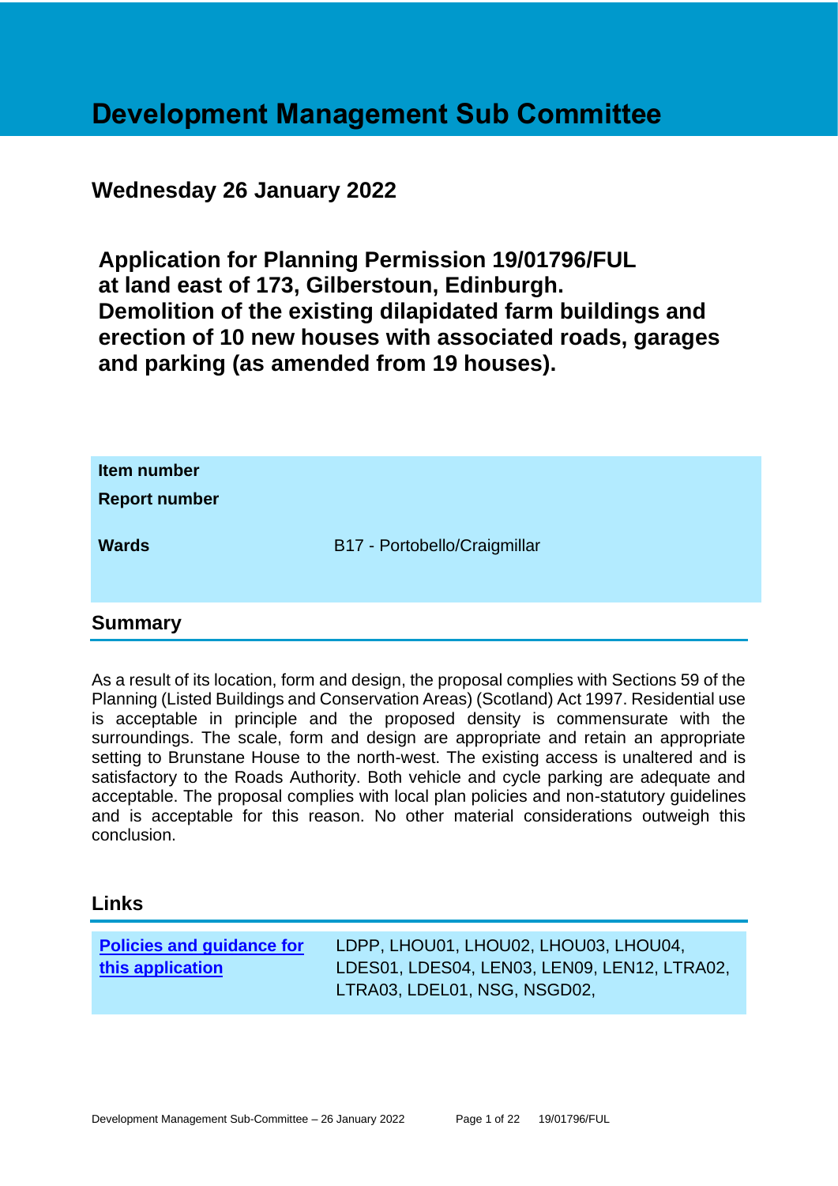# Development Management Sub Committee

## Wednesday 26 January 2022

## Application for Planning Permission 19/01796/FUL at land east of 173, Gilberstoun, Edinburgh. Demolition of the existing dilapidated farm buildings and erection of 10 new houses with associated roads, garages and parking (as amended from 19 houses).

| | |
|---|---|
| **Item number** | |
| **Report number** | |
| **Wards** | B17 - Portobello/Craigmillar |

## Summary

As a result of its location, form and design, the proposal complies with Sections 59 of the Planning (Listed Buildings and Conservation Areas) (Scotland) Act 1997. Residential use is acceptable in principle and the proposed density is commensurate with the surroundings. The scale, form and design are appropriate and retain an appropriate setting to Brunstane House to the north-west. The existing access is unaltered and is satisfactory to the Roads Authority. Both vehicle and cycle parking are adequate and acceptable. The proposal complies with local plan policies and non-statutory guidelines and is acceptable for this reason. No other material considerations outweigh this conclusion.

## Links

| | |
|---|---|
| **Policies and guidance for this application** | LDPP, LHOU01, LHOU02, LHOU03, LHOU04, LDES01, LDES04, LEN03, LEN09, LEN12, LTRA02, LTRA03, LDEL01, NSG, NSGD02, |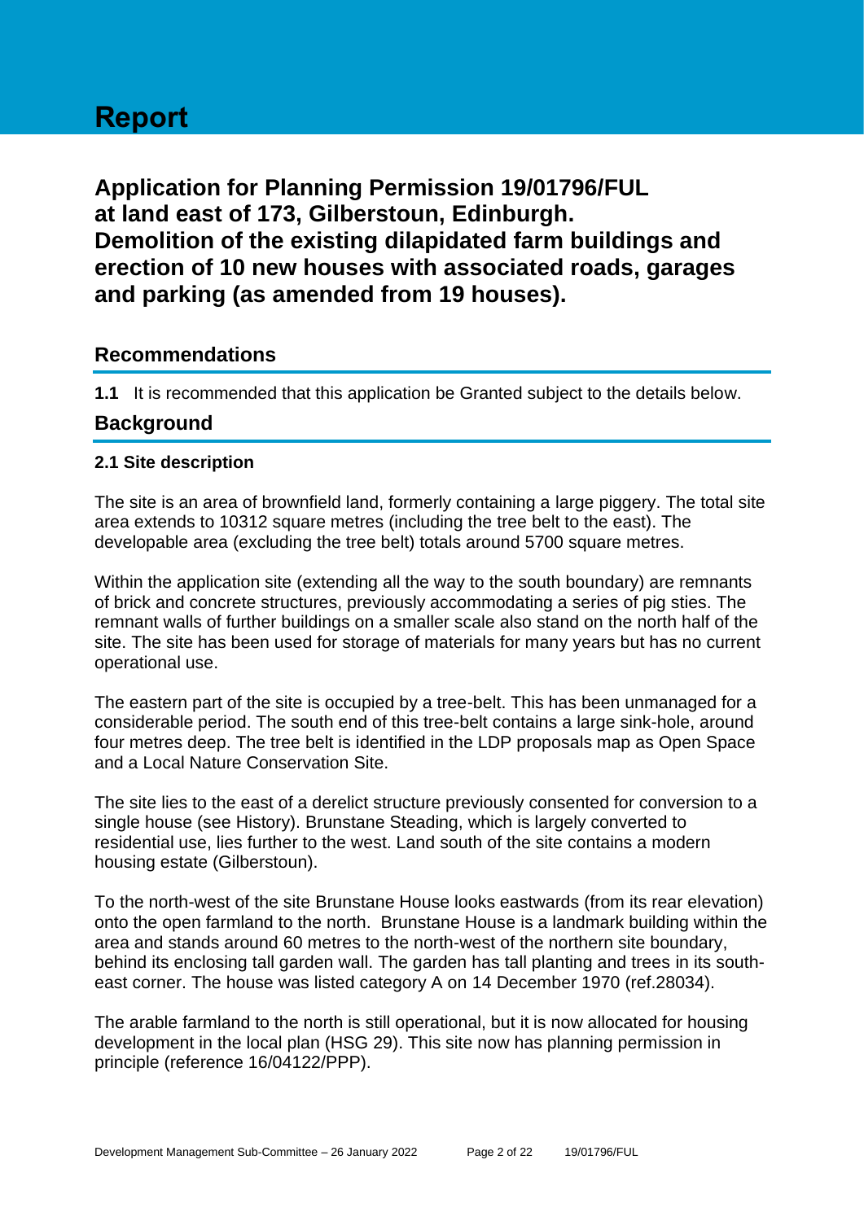# Report

## Application for Planning Permission 19/01796/FUL at land east of 173, Gilberstoun, Edinburgh. Demolition of the existing dilapidated farm buildings and erection of 10 new houses with associated roads, garages and parking (as amended from 19 houses).

## Recommendations

**1.1** It is recommended that this application be Granted subject to the details below.

## Background

### 2.1 Site description

The site is an area of brownfield land, formerly containing a large piggery. The total site area extends to 10312 square metres (including the tree belt to the east). The developable area (excluding the tree belt) totals around 5700 square metres.

Within the application site (extending all the way to the south boundary) are remnants of brick and concrete structures, previously accommodating a series of pig sties. The remnant walls of further buildings on a smaller scale also stand on the north half of the site. The site has been used for storage of materials for many years but has no current operational use.

The eastern part of the site is occupied by a tree-belt. This has been unmanaged for a considerable period. The south end of this tree-belt contains a large sink-hole, around four metres deep. The tree belt is identified in the LDP proposals map as Open Space and a Local Nature Conservation Site.

The site lies to the east of a derelict structure previously consented for conversion to a single house (see History). Brunstane Steading, which is largely converted to residential use, lies further to the west. Land south of the site contains a modern housing estate (Gilberstoun).

To the north-west of the site Brunstane House looks eastwards (from its rear elevation) onto the open farmland to the north. Brunstane House is a landmark building within the area and stands around 60 metres to the north-west of the northern site boundary, behind its enclosing tall garden wall. The garden has tall planting and trees in its south-east corner. The house was listed category A on 14 December 1970 (ref.28034).

The arable farmland to the north is still operational, but it is now allocated for housing development in the local plan (HSG 29). This site now has planning permission in principle (reference 16/04122/PPP).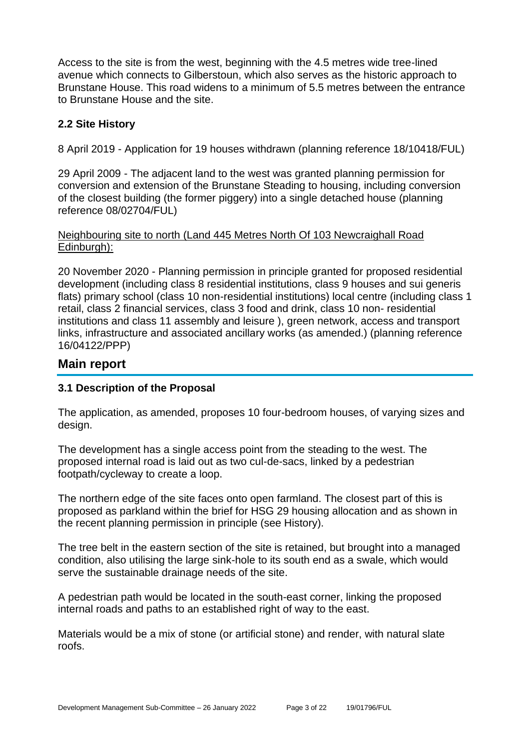Access to the site is from the west, beginning with the 4.5 metres wide tree-lined avenue which connects to Gilberstoun, which also serves as the historic approach to Brunstane House. This road widens to a minimum of 5.5 metres between the entrance to Brunstane House and the site.

### 2.2 Site History

8 April 2019 - Application for 19 houses withdrawn (planning reference 18/10418/FUL)

29 April 2009 - The adjacent land to the west was granted planning permission for conversion and extension of the Brunstane Steading to housing, including conversion of the closest building (the former piggery) into a single detached house (planning reference 08/02704/FUL)

Neighbouring site to north (Land 445 Metres North Of 103 Newcraighall Road Edinburgh):

20 November 2020 - Planning permission in principle granted for proposed residential development (including class 8 residential institutions, class 9 houses and sui generis flats) primary school (class 10 non-residential institutions) local centre (including class 1 retail, class 2 financial services, class 3 food and drink, class 10 non- residential institutions and class 11 assembly and leisure ), green network, access and transport links, infrastructure and associated ancillary works (as amended.) (planning reference 16/04122/PPP)

## Main report

### 3.1 Description of the Proposal

The application, as amended, proposes 10 four-bedroom houses, of varying sizes and design.

The development has a single access point from the steading to the west. The proposed internal road is laid out as two cul-de-sacs, linked by a pedestrian footpath/cycleway to create a loop.

The northern edge of the site faces onto open farmland. The closest part of this is proposed as parkland within the brief for HSG 29 housing allocation and as shown in the recent planning permission in principle (see History).

The tree belt in the eastern section of the site is retained, but brought into a managed condition, also utilising the large sink-hole to its south end as a swale, which would serve the sustainable drainage needs of the site.

A pedestrian path would be located in the south-east corner, linking the proposed internal roads and paths to an established right of way to the east.

Materials would be a mix of stone (or artificial stone) and render, with natural slate roofs.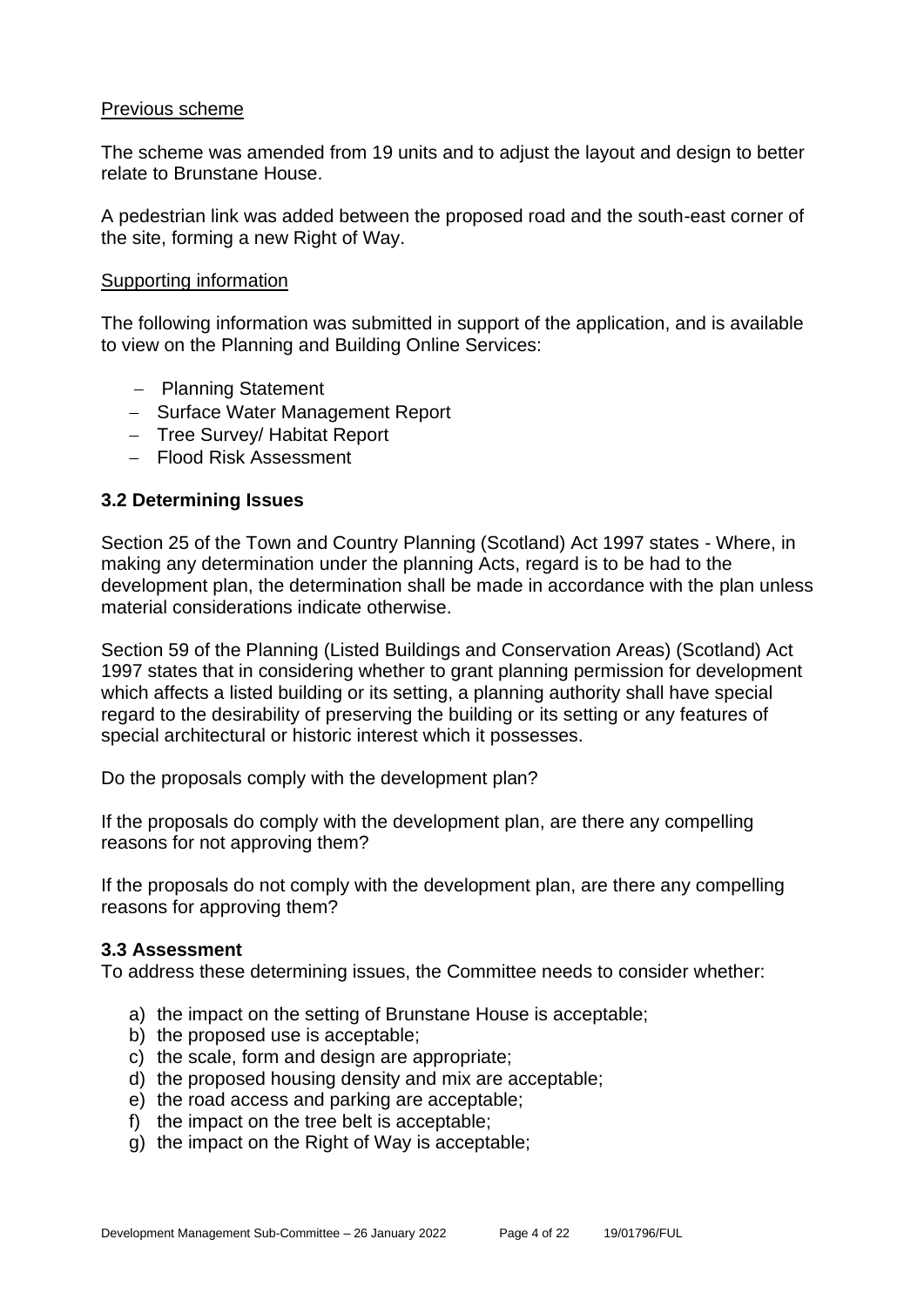Previous scheme

The scheme was amended from 19 units and to adjust the layout and design to better relate to Brunstane House.

A pedestrian link was added between the proposed road and the south-east corner of the site, forming a new Right of Way.

Supporting information

The following information was submitted in support of the application, and is available to view on the Planning and Building Online Services:

- Planning Statement
- Surface Water Management Report
- Tree Survey/ Habitat Report
- Flood Risk Assessment

### 3.2 Determining Issues

Section 25 of the Town and Country Planning (Scotland) Act 1997 states - Where, in making any determination under the planning Acts, regard is to be had to the development plan, the determination shall be made in accordance with the plan unless material considerations indicate otherwise.

Section 59 of the Planning (Listed Buildings and Conservation Areas) (Scotland) Act 1997 states that in considering whether to grant planning permission for development which affects a listed building or its setting, a planning authority shall have special regard to the desirability of preserving the building or its setting or any features of special architectural or historic interest which it possesses.

Do the proposals comply with the development plan?

If the proposals do comply with the development plan, are there any compelling reasons for not approving them?

If the proposals do not comply with the development plan, are there any compelling reasons for approving them?

### 3.3 Assessment

To address these determining issues, the Committee needs to consider whether:

a) the impact on the setting of Brunstane House is acceptable;
b) the proposed use is acceptable;
c) the scale, form and design are appropriate;
d) the proposed housing density and mix are acceptable;
e) the road access and parking are acceptable;
f) the impact on the tree belt is acceptable;
g) the impact on the Right of Way is acceptable;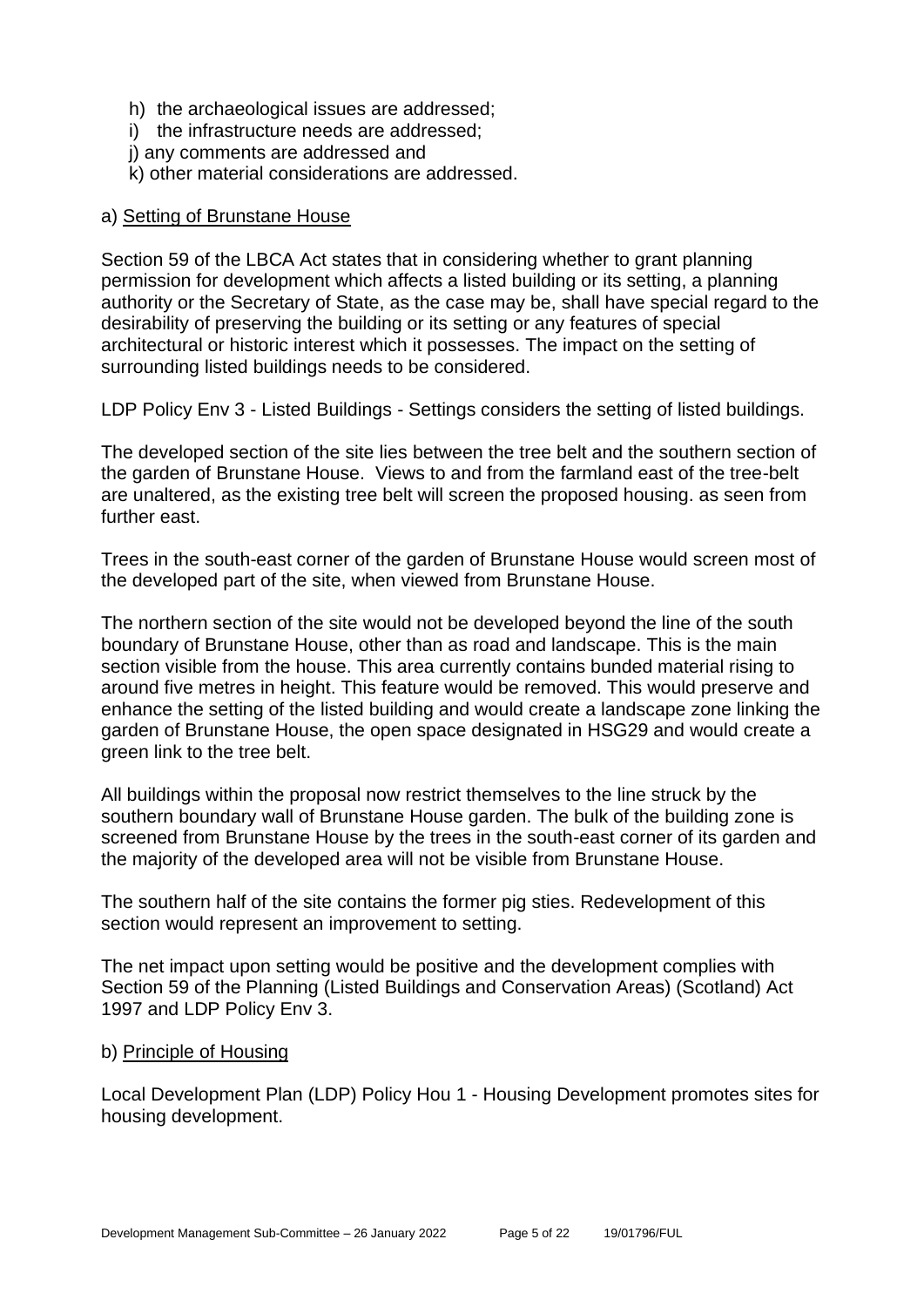h) the archaeological issues are addressed;
i) the infrastructure needs are addressed;
j) any comments are addressed and
k) other material considerations are addressed.

a) Setting of Brunstane House

Section 59 of the LBCA Act states that in considering whether to grant planning permission for development which affects a listed building or its setting, a planning authority or the Secretary of State, as the case may be, shall have special regard to the desirability of preserving the building or its setting or any features of special architectural or historic interest which it possesses. The impact on the setting of surrounding listed buildings needs to be considered.

LDP Policy Env 3 - Listed Buildings - Settings considers the setting of listed buildings.

The developed section of the site lies between the tree belt and the southern section of the garden of Brunstane House. Views to and from the farmland east of the tree-belt are unaltered, as the existing tree belt will screen the proposed housing. as seen from further east.

Trees in the south-east corner of the garden of Brunstane House would screen most of the developed part of the site, when viewed from Brunstane House.

The northern section of the site would not be developed beyond the line of the south boundary of Brunstane House, other than as road and landscape. This is the main section visible from the house. This area currently contains bunded material rising to around five metres in height. This feature would be removed. This would preserve and enhance the setting of the listed building and would create a landscape zone linking the garden of Brunstane House, the open space designated in HSG29 and would create a green link to the tree belt.

All buildings within the proposal now restrict themselves to the line struck by the southern boundary wall of Brunstane House garden. The bulk of the building zone is screened from Brunstane House by the trees in the south-east corner of its garden and the majority of the developed area will not be visible from Brunstane House.

The southern half of the site contains the former pig sties. Redevelopment of this section would represent an improvement to setting.

The net impact upon setting would be positive and the development complies with Section 59 of the Planning (Listed Buildings and Conservation Areas) (Scotland) Act 1997 and LDP Policy Env 3.

b) Principle of Housing

Local Development Plan (LDP) Policy Hou 1 - Housing Development promotes sites for housing development.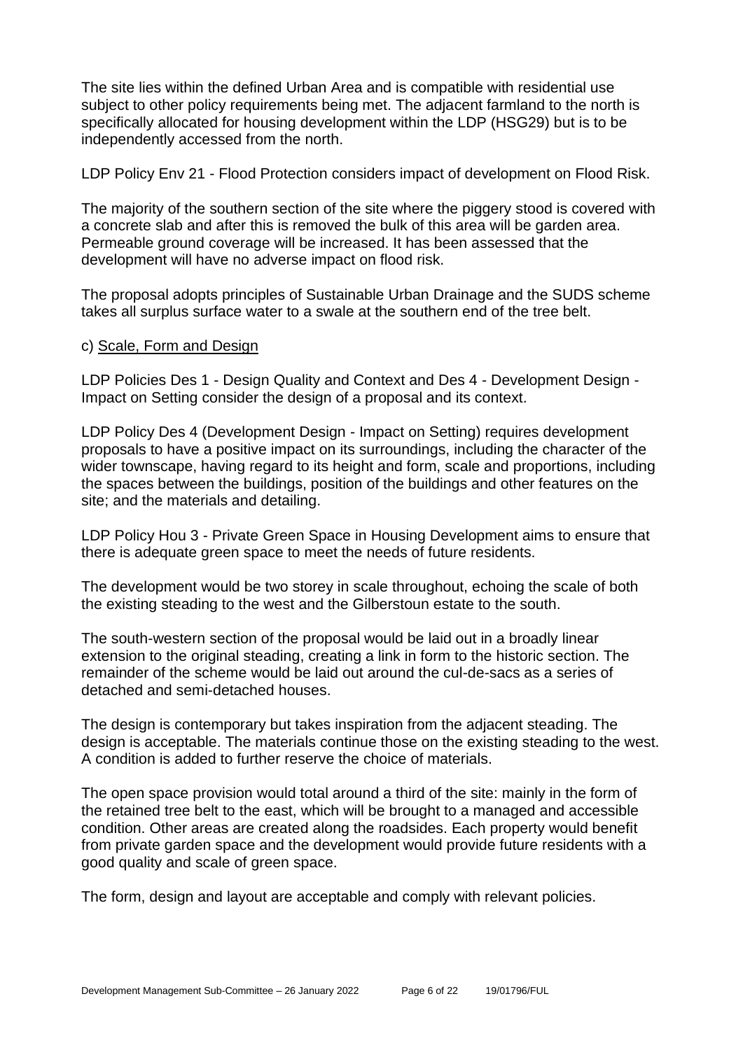The site lies within the defined Urban Area and is compatible with residential use subject to other policy requirements being met. The adjacent farmland to the north is specifically allocated for housing development within the LDP (HSG29) but is to be independently accessed from the north.

LDP Policy Env 21 - Flood Protection considers impact of development on Flood Risk.

The majority of the southern section of the site where the piggery stood is covered with a concrete slab and after this is removed the bulk of this area will be garden area. Permeable ground coverage will be increased. It has been assessed that the development will have no adverse impact on flood risk.

The proposal adopts principles of Sustainable Urban Drainage and the SUDS scheme takes all surplus surface water to a swale at the southern end of the tree belt.

c) Scale, Form and Design

LDP Policies Des 1 - Design Quality and Context and Des 4 - Development Design - Impact on Setting consider the design of a proposal and its context.

LDP Policy Des 4 (Development Design - Impact on Setting) requires development proposals to have a positive impact on its surroundings, including the character of the wider townscape, having regard to its height and form, scale and proportions, including the spaces between the buildings, position of the buildings and other features on the site; and the materials and detailing.

LDP Policy Hou 3 - Private Green Space in Housing Development aims to ensure that there is adequate green space to meet the needs of future residents.

The development would be two storey in scale throughout, echoing the scale of both the existing steading to the west and the Gilberstoun estate to the south.

The south-western section of the proposal would be laid out in a broadly linear extension to the original steading, creating a link in form to the historic section. The remainder of the scheme would be laid out around the cul-de-sacs as a series of detached and semi-detached houses.

The design is contemporary but takes inspiration from the adjacent steading. The design is acceptable. The materials continue those on the existing steading to the west. A condition is added to further reserve the choice of materials.

The open space provision would total around a third of the site: mainly in the form of the retained tree belt to the east, which will be brought to a managed and accessible condition. Other areas are created along the roadsides. Each property would benefit from private garden space and the development would provide future residents with a good quality and scale of green space.

The form, design and layout are acceptable and comply with relevant policies.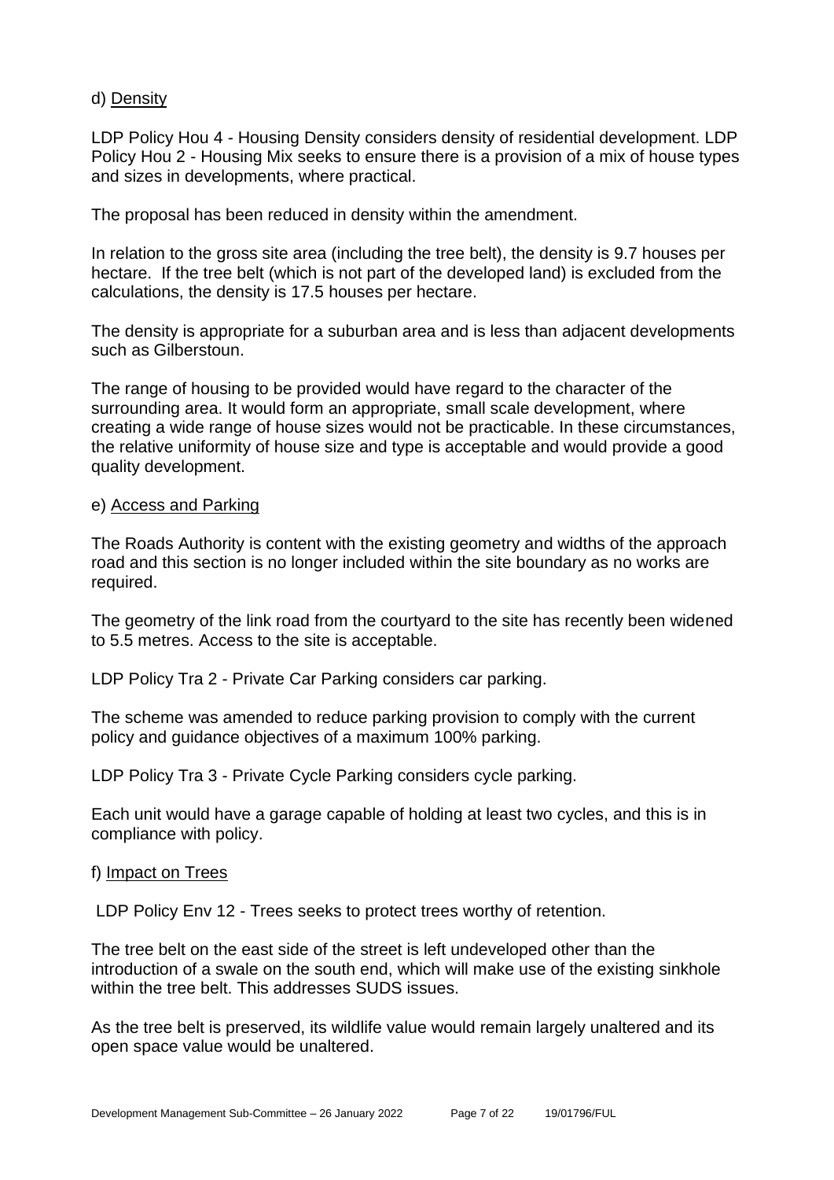d) Density

LDP Policy Hou 4 - Housing Density considers density of residential development. LDP Policy Hou 2 - Housing Mix seeks to ensure there is a provision of a mix of house types and sizes in developments, where practical.

The proposal has been reduced in density within the amendment.

In relation to the gross site area (including the tree belt), the density is 9.7 houses per hectare. If the tree belt (which is not part of the developed land) is excluded from the calculations, the density is 17.5 houses per hectare.

The density is appropriate for a suburban area and is less than adjacent developments such as Gilberstoun.

The range of housing to be provided would have regard to the character of the surrounding area. It would form an appropriate, small scale development, where creating a wide range of house sizes would not be practicable. In these circumstances, the relative uniformity of house size and type is acceptable and would provide a good quality development.

e) Access and Parking

The Roads Authority is content with the existing geometry and widths of the approach road and this section is no longer included within the site boundary as no works are required.

The geometry of the link road from the courtyard to the site has recently been widened to 5.5 metres. Access to the site is acceptable.

LDP Policy Tra 2 - Private Car Parking considers car parking.

The scheme was amended to reduce parking provision to comply with the current policy and guidance objectives of a maximum 100% parking.

LDP Policy Tra 3 - Private Cycle Parking considers cycle parking.

Each unit would have a garage capable of holding at least two cycles, and this is in compliance with policy.

f) Impact on Trees

LDP Policy Env 12 - Trees seeks to protect trees worthy of retention.

The tree belt on the east side of the street is left undeveloped other than the introduction of a swale on the south end, which will make use of the existing sinkhole within the tree belt. This addresses SUDS issues.

As the tree belt is preserved, its wildlife value would remain largely unaltered and its open space value would be unaltered.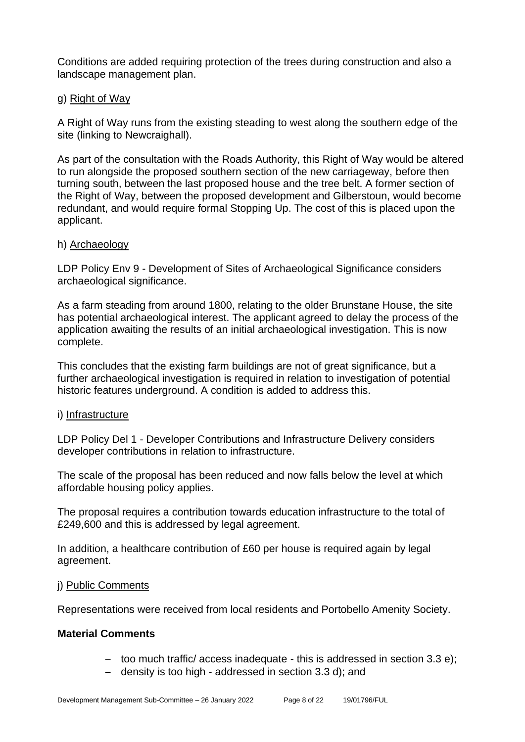Conditions are added requiring protection of the trees during construction and also a landscape management plan.

g) Right of Way

A Right of Way runs from the existing steading to west along the southern edge of the site (linking to Newcraighall).

As part of the consultation with the Roads Authority, this Right of Way would be altered to run alongside the proposed southern section of the new carriageway, before then turning south, between the last proposed house and the tree belt. A former section of the Right of Way, between the proposed development and Gilberstoun, would become redundant, and would require formal Stopping Up. The cost of this is placed upon the applicant.

h) Archaeology

LDP Policy Env 9 - Development of Sites of Archaeological Significance considers archaeological significance.

As a farm steading from around 1800, relating to the older Brunstane House, the site has potential archaeological interest. The applicant agreed to delay the process of the application awaiting the results of an initial archaeological investigation. This is now complete.

This concludes that the existing farm buildings are not of great significance, but a further archaeological investigation is required in relation to investigation of potential historic features underground. A condition is added to address this.

i) Infrastructure

LDP Policy Del 1 - Developer Contributions and Infrastructure Delivery considers developer contributions in relation to infrastructure.

The scale of the proposal has been reduced and now falls below the level at which affordable housing policy applies.

The proposal requires a contribution towards education infrastructure to the total of £249,600 and this is addressed by legal agreement.

In addition, a healthcare contribution of £60 per house is required again by legal agreement.

j) Public Comments

Representations were received from local residents and Portobello Amenity Society.

**Material Comments**

- too much traffic/ access inadequate - this is addressed in section 3.3 e);
- density is too high - addressed in section 3.3 d); and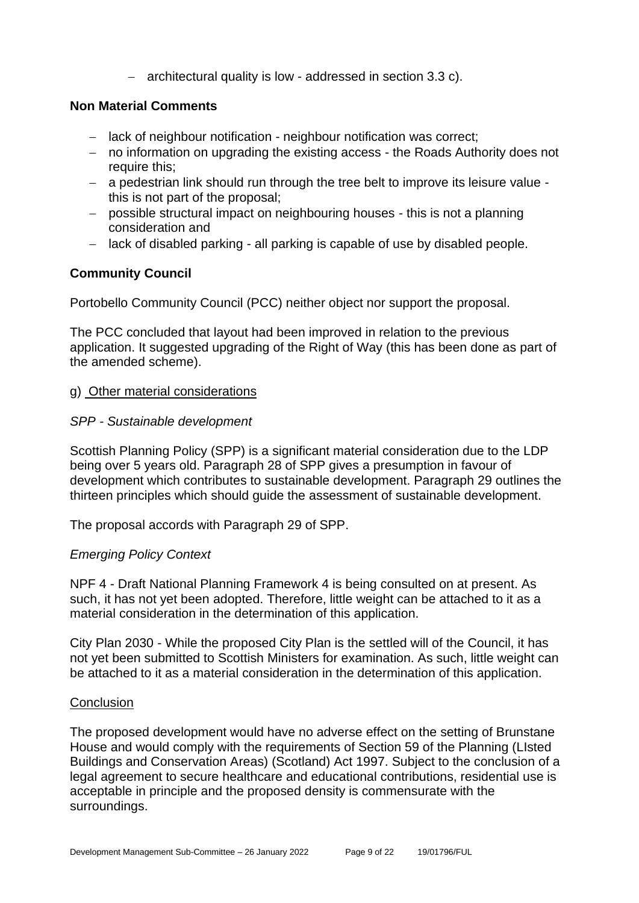- architectural quality is low - addressed in section 3.3 c).

**Non Material Comments**

- lack of neighbour notification - neighbour notification was correct;
- no information on upgrading the existing access - the Roads Authority does not require this;
- a pedestrian link should run through the tree belt to improve its leisure value - this is not part of the proposal;
- possible structural impact on neighbouring houses - this is not a planning consideration and
- lack of disabled parking - all parking is capable of use by disabled people.

**Community Council**

Portobello Community Council (PCC) neither object nor support the proposal.

The PCC concluded that layout had been improved in relation to the previous application. It suggested upgrading of the Right of Way (this has been done as part of the amended scheme).

g) Other material considerations

*SPP - Sustainable development*

Scottish Planning Policy (SPP) is a significant material consideration due to the LDP being over 5 years old. Paragraph 28 of SPP gives a presumption in favour of development which contributes to sustainable development. Paragraph 29 outlines the thirteen principles which should guide the assessment of sustainable development.

The proposal accords with Paragraph 29 of SPP.

*Emerging Policy Context*

NPF 4 - Draft National Planning Framework 4 is being consulted on at present. As such, it has not yet been adopted. Therefore, little weight can be attached to it as a material consideration in the determination of this application.

City Plan 2030 - While the proposed City Plan is the settled will of the Council, it has not yet been submitted to Scottish Ministers for examination. As such, little weight can be attached to it as a material consideration in the determination of this application.

Conclusion

The proposed development would have no adverse effect on the setting of Brunstane House and would comply with the requirements of Section 59 of the Planning (LIsted Buildings and Conservation Areas) (Scotland) Act 1997. Subject to the conclusion of a legal agreement to secure healthcare and educational contributions, residential use is acceptable in principle and the proposed density is commensurate with the surroundings.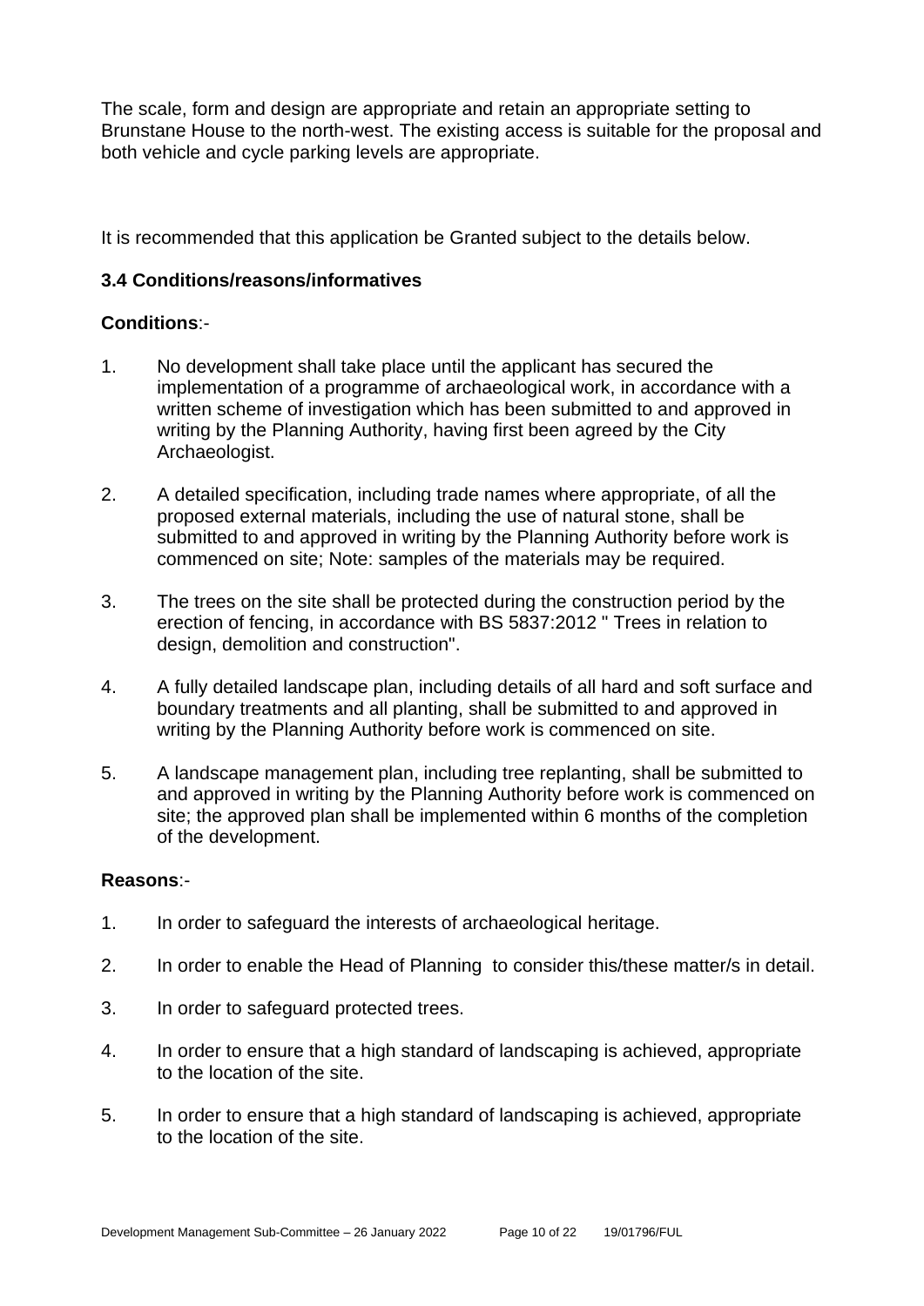The scale, form and design are appropriate and retain an appropriate setting to Brunstane House to the north-west. The existing access is suitable for the proposal and both vehicle and cycle parking levels are appropriate.

It is recommended that this application be Granted subject to the details below.

### 3.4 Conditions/reasons/informatives

**Conditions**:-

1. No development shall take place until the applicant has secured the implementation of a programme of archaeological work, in accordance with a written scheme of investigation which has been submitted to and approved in writing by the Planning Authority, having first been agreed by the City Archaeologist.

2. A detailed specification, including trade names where appropriate, of all the proposed external materials, including the use of natural stone, shall be submitted to and approved in writing by the Planning Authority before work is commenced on site; Note: samples of the materials may be required.

3. The trees on the site shall be protected during the construction period by the erection of fencing, in accordance with BS 5837:2012 " Trees in relation to design, demolition and construction".

4. A fully detailed landscape plan, including details of all hard and soft surface and boundary treatments and all planting, shall be submitted to and approved in writing by the Planning Authority before work is commenced on site.

5. A landscape management plan, including tree replanting, shall be submitted to and approved in writing by the Planning Authority before work is commenced on site; the approved plan shall be implemented within 6 months of the completion of the development.

**Reasons**:-

1. In order to safeguard the interests of archaeological heritage.

2. In order to enable the Head of Planning to consider this/these matter/s in detail.

3. In order to safeguard protected trees.

4. In order to ensure that a high standard of landscaping is achieved, appropriate to the location of the site.

5. In order to ensure that a high standard of landscaping is achieved, appropriate to the location of the site.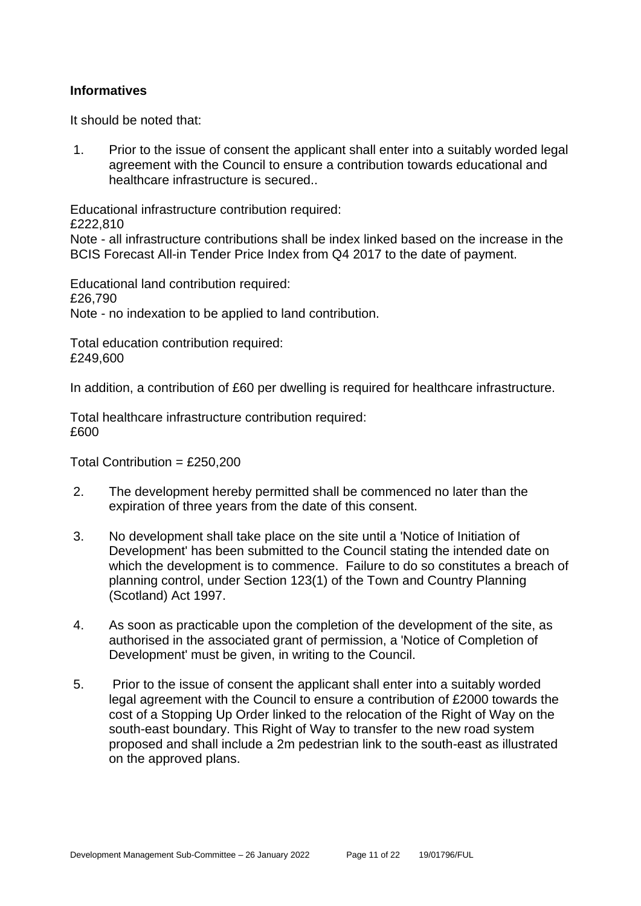**Informatives**

It should be noted that:

1. Prior to the issue of consent the applicant shall enter into a suitably worded legal agreement with the Council to ensure a contribution towards educational and healthcare infrastructure is secured..

Educational infrastructure contribution required:
£222,810
Note - all infrastructure contributions shall be index linked based on the increase in the BCIS Forecast All-in Tender Price Index from Q4 2017 to the date of payment.

Educational land contribution required:
£26,790
Note - no indexation to be applied to land contribution.

Total education contribution required:
£249,600

In addition, a contribution of £60 per dwelling is required for healthcare infrastructure.

Total healthcare infrastructure contribution required:
£600

Total Contribution = £250,200

2. The development hereby permitted shall be commenced no later than the expiration of three years from the date of this consent.

3. No development shall take place on the site until a 'Notice of Initiation of Development' has been submitted to the Council stating the intended date on which the development is to commence. Failure to do so constitutes a breach of planning control, under Section 123(1) of the Town and Country Planning (Scotland) Act 1997.

4. As soon as practicable upon the completion of the development of the site, as authorised in the associated grant of permission, a 'Notice of Completion of Development' must be given, in writing to the Council.

5. Prior to the issue of consent the applicant shall enter into a suitably worded legal agreement with the Council to ensure a contribution of £2000 towards the cost of a Stopping Up Order linked to the relocation of the Right of Way on the south-east boundary. This Right of Way to transfer to the new road system proposed and shall include a 2m pedestrian link to the south-east as illustrated on the approved plans.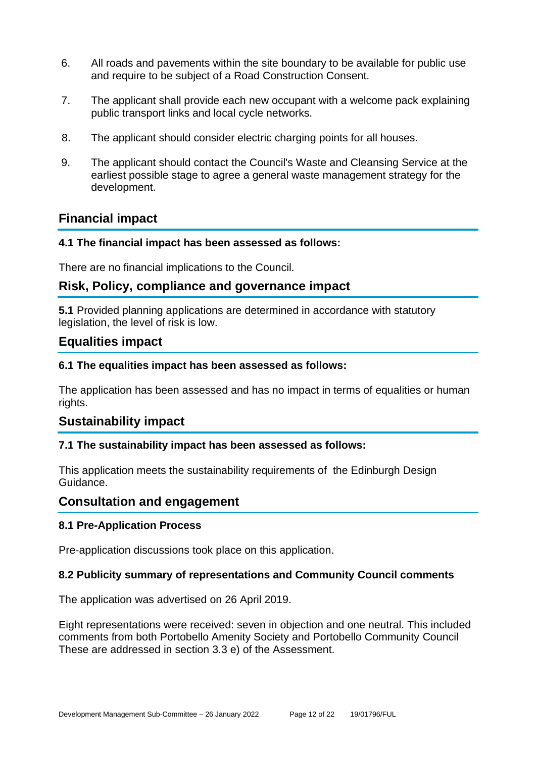6. All roads and pavements within the site boundary to be available for public use and require to be subject of a Road Construction Consent.

7. The applicant shall provide each new occupant with a welcome pack explaining public transport links and local cycle networks.

8. The applicant should consider electric charging points for all houses.

9. The applicant should contact the Council's Waste and Cleansing Service at the earliest possible stage to agree a general waste management strategy for the development.

## Financial impact

### 4.1 The financial impact has been assessed as follows:

There are no financial implications to the Council.

## Risk, Policy, compliance and governance impact

**5.1** Provided planning applications are determined in accordance with statutory legislation, the level of risk is low.

## Equalities impact

### 6.1 The equalities impact has been assessed as follows:

The application has been assessed and has no impact in terms of equalities or human rights.

## Sustainability impact

### 7.1 The sustainability impact has been assessed as follows:

This application meets the sustainability requirements of the Edinburgh Design Guidance.

## Consultation and engagement

### 8.1 Pre-Application Process

Pre-application discussions took place on this application.

### 8.2 Publicity summary of representations and Community Council comments

The application was advertised on 26 April 2019.

Eight representations were received: seven in objection and one neutral. This included comments from both Portobello Amenity Society and Portobello Community Council These are addressed in section 3.3 e) of the Assessment.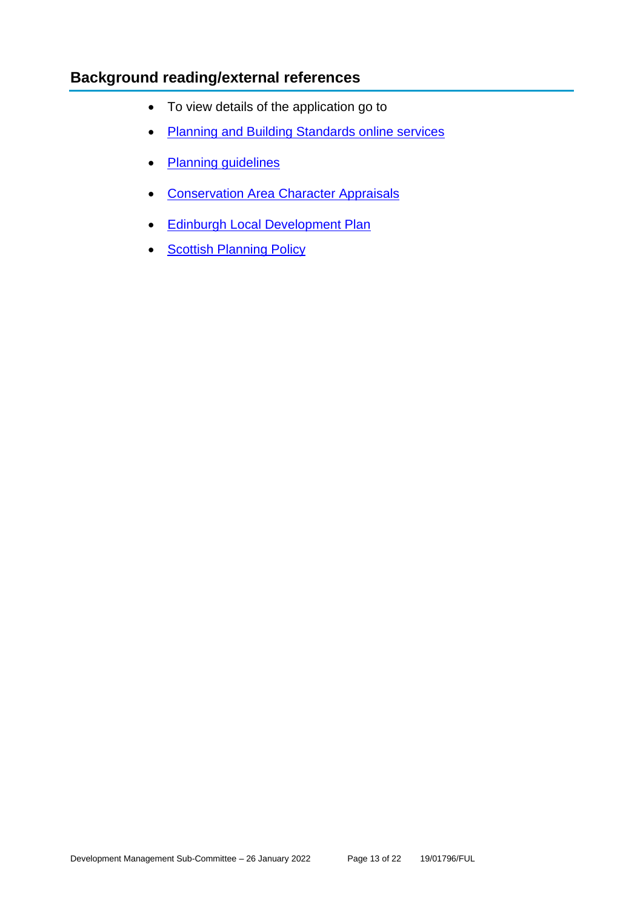## Background reading/external references

- To view details of the application go to
- Planning and Building Standards online services
- Planning guidelines
- Conservation Area Character Appraisals
- Edinburgh Local Development Plan
- Scottish Planning Policy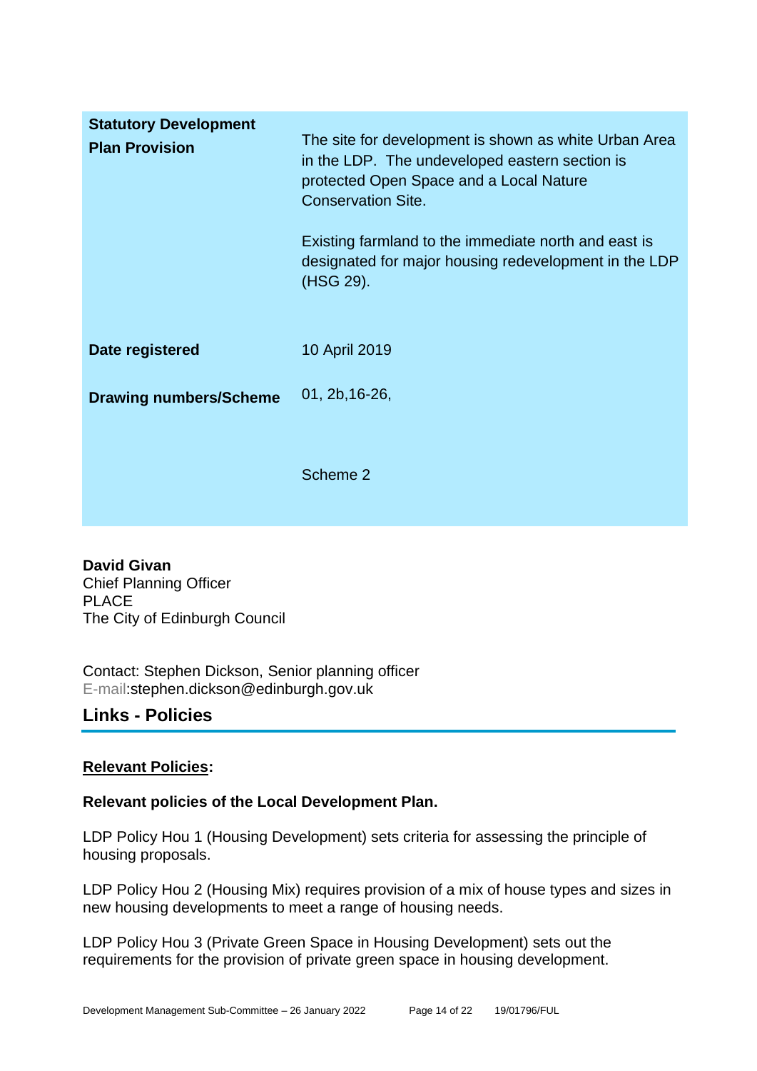| | |
|---|---|
| **Statutory Development Plan Provision** | The site for development is shown as white Urban Area in the LDP. The undeveloped eastern section is protected Open Space and a Local Nature Conservation Site.<br><br>Existing farmland to the immediate north and east is designated for major housing redevelopment in the LDP (HSG 29). |
| **Date registered** | 10 April 2019 |
| **Drawing numbers/Scheme** | 01, 2b,16-26,<br><br>Scheme 2 |

**David Givan**
Chief Planning Officer
PLACE
The City of Edinburgh Council

Contact: Stephen Dickson, Senior planning officer
E-mail:stephen.dickson@edinburgh.gov.uk

## Links - Policies

**Relevant Policies:**

**Relevant policies of the Local Development Plan.**

LDP Policy Hou 1 (Housing Development) sets criteria for assessing the principle of housing proposals.

LDP Policy Hou 2 (Housing Mix) requires provision of a mix of house types and sizes in new housing developments to meet a range of housing needs.

LDP Policy Hou 3 (Private Green Space in Housing Development) sets out the requirements for the provision of private green space in housing development.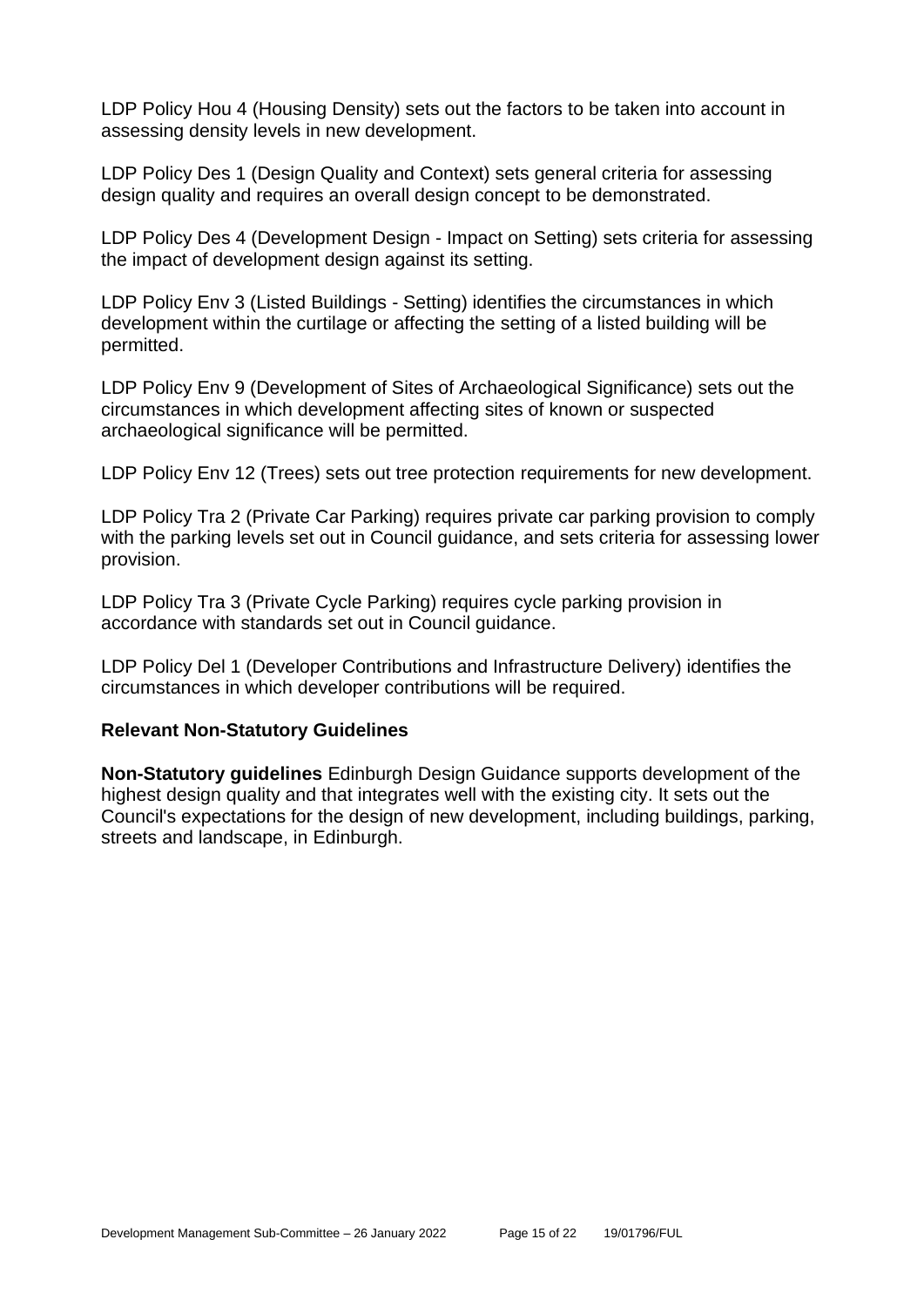LDP Policy Hou 4 (Housing Density) sets out the factors to be taken into account in assessing density levels in new development.

LDP Policy Des 1 (Design Quality and Context) sets general criteria for assessing design quality and requires an overall design concept to be demonstrated.

LDP Policy Des 4 (Development Design - Impact on Setting) sets criteria for assessing the impact of development design against its setting.

LDP Policy Env 3 (Listed Buildings - Setting) identifies the circumstances in which development within the curtilage or affecting the setting of a listed building will be permitted.

LDP Policy Env 9 (Development of Sites of Archaeological Significance) sets out the circumstances in which development affecting sites of known or suspected archaeological significance will be permitted.

LDP Policy Env 12 (Trees) sets out tree protection requirements for new development.

LDP Policy Tra 2 (Private Car Parking) requires private car parking provision to comply with the parking levels set out in Council guidance, and sets criteria for assessing lower provision.

LDP Policy Tra 3 (Private Cycle Parking) requires cycle parking provision in accordance with standards set out in Council guidance.

LDP Policy Del 1 (Developer Contributions and Infrastructure Delivery) identifies the circumstances in which developer contributions will be required.

**Relevant Non-Statutory Guidelines**

**Non-Statutory guidelines** Edinburgh Design Guidance supports development of the highest design quality and that integrates well with the existing city. It sets out the Council's expectations for the design of new development, including buildings, parking, streets and landscape, in Edinburgh.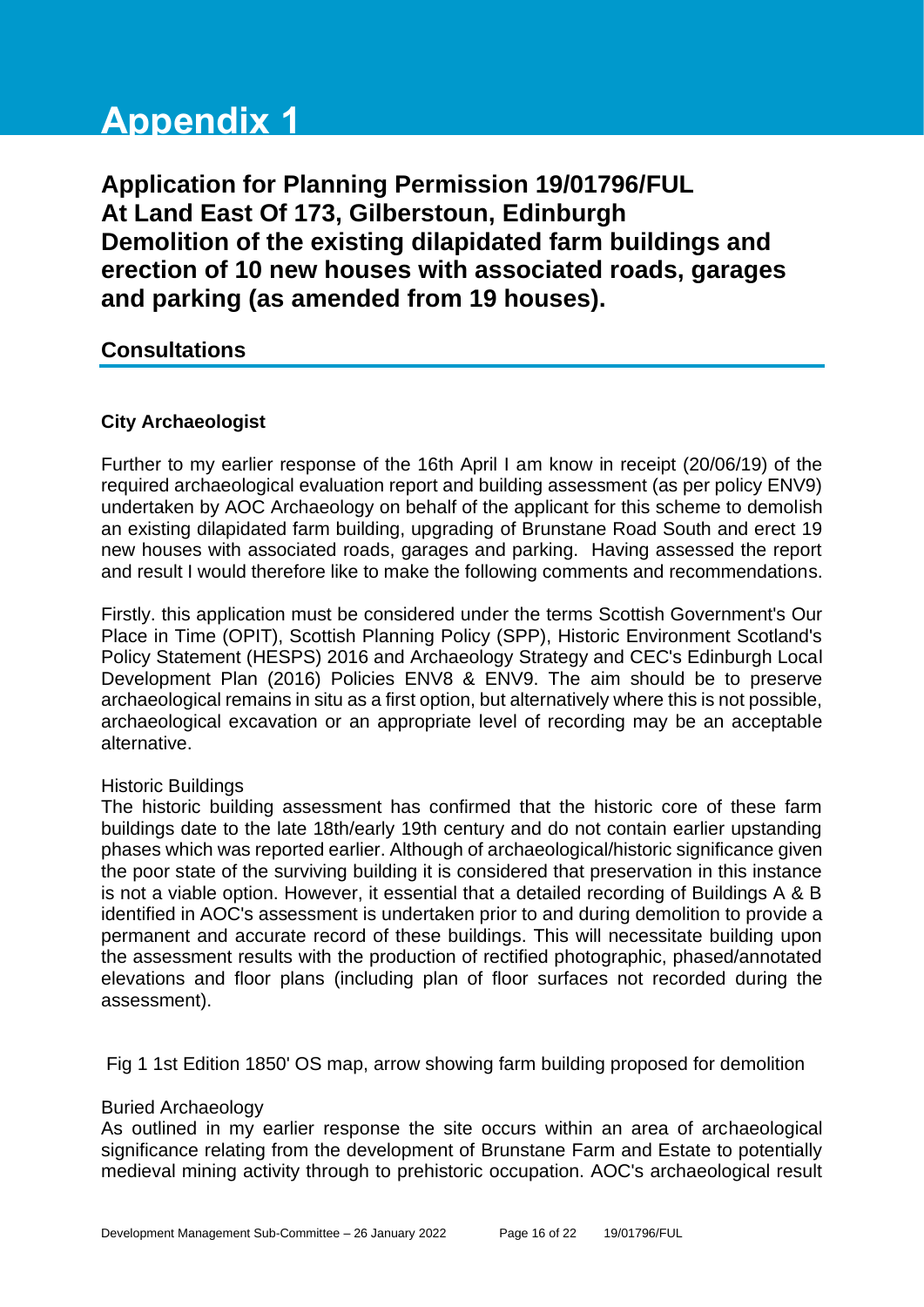# Appendix 1

## Application for Planning Permission 19/01796/FUL At Land East Of 173, Gilberstoun, Edinburgh Demolition of the existing dilapidated farm buildings and erection of 10 new houses with associated roads, garages and parking (as amended from 19 houses).

### Consultations

**City Archaeologist**

Further to my earlier response of the 16th April I am know in receipt (20/06/19) of the required archaeological evaluation report and building assessment (as per policy ENV9) undertaken by AOC Archaeology on behalf of the applicant for this scheme to demolish an existing dilapidated farm building, upgrading of Brunstane Road South and erect 19 new houses with associated roads, garages and parking. Having assessed the report and result I would therefore like to make the following comments and recommendations.

Firstly. this application must be considered under the terms Scottish Government's Our Place in Time (OPIT), Scottish Planning Policy (SPP), Historic Environment Scotland's Policy Statement (HESPS) 2016 and Archaeology Strategy and CEC's Edinburgh Local Development Plan (2016) Policies ENV8 & ENV9. The aim should be to preserve archaeological remains in situ as a first option, but alternatively where this is not possible, archaeological excavation or an appropriate level of recording may be an acceptable alternative.

Historic Buildings
The historic building assessment has confirmed that the historic core of these farm buildings date to the late 18th/early 19th century and do not contain earlier upstanding phases which was reported earlier. Although of archaeological/historic significance given the poor state of the surviving building it is considered that preservation in this instance is not a viable option. However, it essential that a detailed recording of Buildings A & B identified in AOC's assessment is undertaken prior to and during demolition to provide a permanent and accurate record of these buildings. This will necessitate building upon the assessment results with the production of rectified photographic, phased/annotated elevations and floor plans (including plan of floor surfaces not recorded during the assessment).

Fig 1 1st Edition 1850' OS map, arrow showing farm building proposed for demolition

Buried Archaeology
As outlined in my earlier response the site occurs within an area of archaeological significance relating from the development of Brunstane Farm and Estate to potentially medieval mining activity through to prehistoric occupation. AOC's archaeological result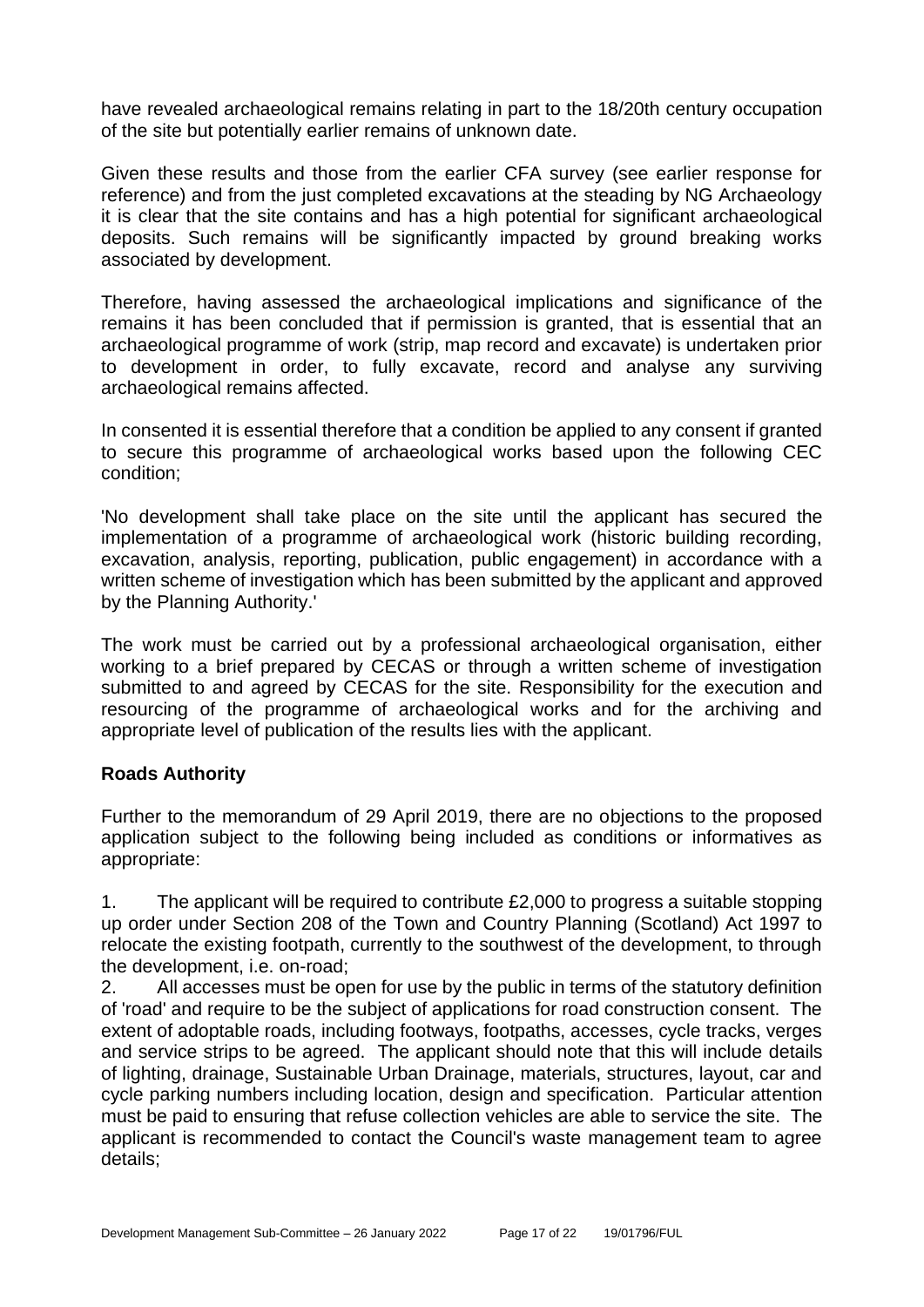have revealed archaeological remains relating in part to the 18/20th century occupation of the site but potentially earlier remains of unknown date.

Given these results and those from the earlier CFA survey (see earlier response for reference) and from the just completed excavations at the steading by NG Archaeology it is clear that the site contains and has a high potential for significant archaeological deposits. Such remains will be significantly impacted by ground breaking works associated by development.

Therefore, having assessed the archaeological implications and significance of the remains it has been concluded that if permission is granted, that is essential that an archaeological programme of work (strip, map record and excavate) is undertaken prior to development in order, to fully excavate, record and analyse any surviving archaeological remains affected.

In consented it is essential therefore that a condition be applied to any consent if granted to secure this programme of archaeological works based upon the following CEC condition;

'No development shall take place on the site until the applicant has secured the implementation of a programme of archaeological work (historic building recording, excavation, analysis, reporting, publication, public engagement) in accordance with a written scheme of investigation which has been submitted by the applicant and approved by the Planning Authority.'

The work must be carried out by a professional archaeological organisation, either working to a brief prepared by CECAS or through a written scheme of investigation submitted to and agreed by CECAS for the site. Responsibility for the execution and resourcing of the programme of archaeological works and for the archiving and appropriate level of publication of the results lies with the applicant.

**Roads Authority**

Further to the memorandum of 29 April 2019, there are no objections to the proposed application subject to the following being included as conditions or informatives as appropriate:

1. The applicant will be required to contribute £2,000 to progress a suitable stopping up order under Section 208 of the Town and Country Planning (Scotland) Act 1997 to relocate the existing footpath, currently to the southwest of the development, to through the development, i.e. on-road;
2. All accesses must be open for use by the public in terms of the statutory definition of 'road' and require to be the subject of applications for road construction consent. The extent of adoptable roads, including footways, footpaths, accesses, cycle tracks, verges and service strips to be agreed. The applicant should note that this will include details of lighting, drainage, Sustainable Urban Drainage, materials, structures, layout, car and cycle parking numbers including location, design and specification. Particular attention must be paid to ensuring that refuse collection vehicles are able to service the site. The applicant is recommended to contact the Council's waste management team to agree details;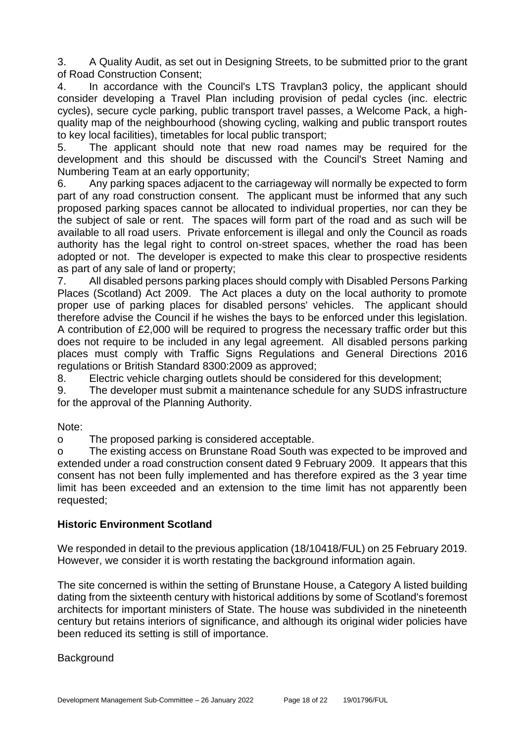3. A Quality Audit, as set out in Designing Streets, to be submitted prior to the grant of Road Construction Consent;

4. In accordance with the Council's LTS Travplan3 policy, the applicant should consider developing a Travel Plan including provision of pedal cycles (inc. electric cycles), secure cycle parking, public transport travel passes, a Welcome Pack, a high-quality map of the neighbourhood (showing cycling, walking and public transport routes to key local facilities), timetables for local public transport;

5. The applicant should note that new road names may be required for the development and this should be discussed with the Council's Street Naming and Numbering Team at an early opportunity;

6. Any parking spaces adjacent to the carriageway will normally be expected to form part of any road construction consent. The applicant must be informed that any such proposed parking spaces cannot be allocated to individual properties, nor can they be the subject of sale or rent. The spaces will form part of the road and as such will be available to all road users. Private enforcement is illegal and only the Council as roads authority has the legal right to control on-street spaces, whether the road has been adopted or not. The developer is expected to make this clear to prospective residents as part of any sale of land or property;

7. All disabled persons parking places should comply with Disabled Persons Parking Places (Scotland) Act 2009. The Act places a duty on the local authority to promote proper use of parking places for disabled persons' vehicles. The applicant should therefore advise the Council if he wishes the bays to be enforced under this legislation. A contribution of £2,000 will be required to progress the necessary traffic order but this does not require to be included in any legal agreement. All disabled persons parking places must comply with Traffic Signs Regulations and General Directions 2016 regulations or British Standard 8300:2009 as approved;

8. Electric vehicle charging outlets should be considered for this development;

9. The developer must submit a maintenance schedule for any SUDS infrastructure for the approval of the Planning Authority.

Note:

- The proposed parking is considered acceptable.
- The existing access on Brunstane Road South was expected to be improved and extended under a road construction consent dated 9 February 2009. It appears that this consent has not been fully implemented and has therefore expired as the 3 year time limit has been exceeded and an extension to the time limit has not apparently been requested;

**Historic Environment Scotland**

We responded in detail to the previous application (18/10418/FUL) on 25 February 2019. However, we consider it is worth restating the background information again.

The site concerned is within the setting of Brunstane House, a Category A listed building dating from the sixteenth century with historical additions by some of Scotland's foremost architects for important ministers of State. The house was subdivided in the nineteenth century but retains interiors of significance, and although its original wider policies have been reduced its setting is still of importance.

Background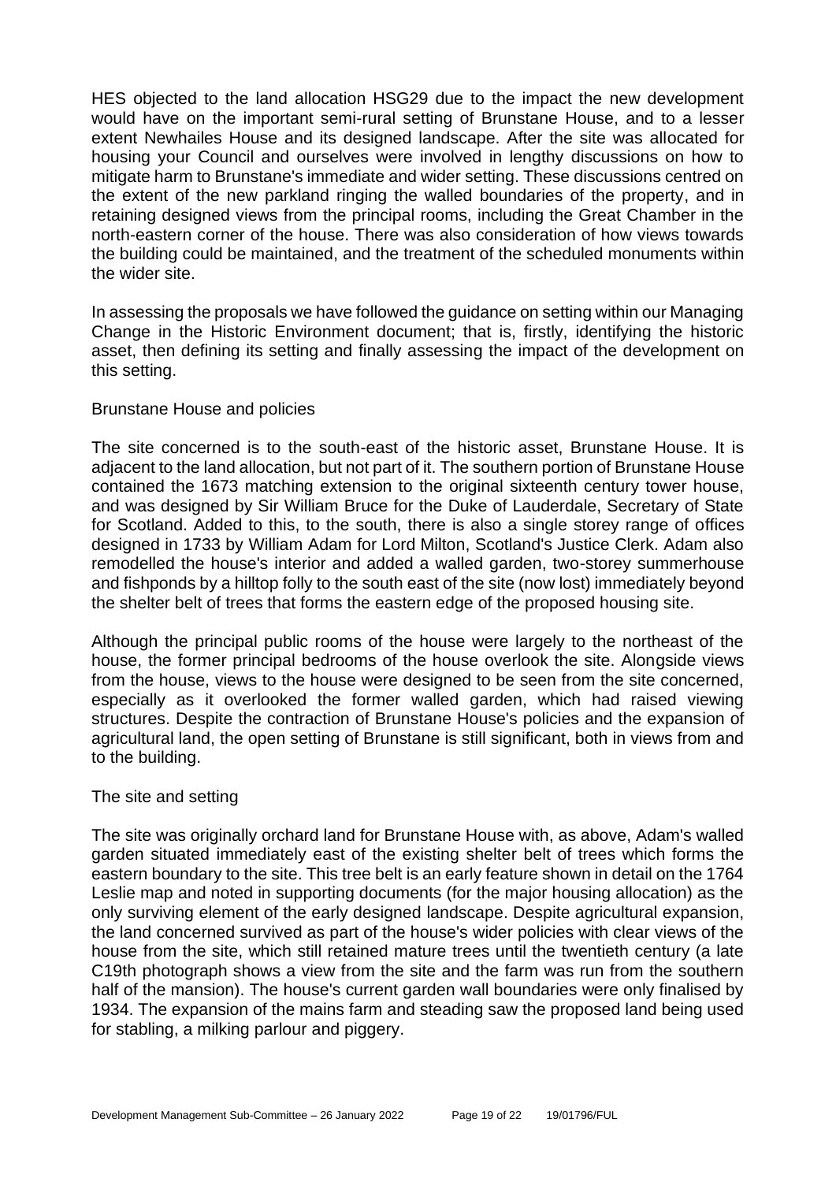HES objected to the land allocation HSG29 due to the impact the new development would have on the important semi-rural setting of Brunstane House, and to a lesser extent Newhailes House and its designed landscape. After the site was allocated for housing your Council and ourselves were involved in lengthy discussions on how to mitigate harm to Brunstane's immediate and wider setting. These discussions centred on the extent of the new parkland ringing the walled boundaries of the property, and in retaining designed views from the principal rooms, including the Great Chamber in the north-eastern corner of the house. There was also consideration of how views towards the building could be maintained, and the treatment of the scheduled monuments within the wider site.

In assessing the proposals we have followed the guidance on setting within our Managing Change in the Historic Environment document; that is, firstly, identifying the historic asset, then defining its setting and finally assessing the impact of the development on this setting.

Brunstane House and policies

The site concerned is to the south-east of the historic asset, Brunstane House. It is adjacent to the land allocation, but not part of it. The southern portion of Brunstane House contained the 1673 matching extension to the original sixteenth century tower house, and was designed by Sir William Bruce for the Duke of Lauderdale, Secretary of State for Scotland. Added to this, to the south, there is also a single storey range of offices designed in 1733 by William Adam for Lord Milton, Scotland's Justice Clerk. Adam also remodelled the house's interior and added a walled garden, two-storey summerhouse and fishponds by a hilltop folly to the south east of the site (now lost) immediately beyond the shelter belt of trees that forms the eastern edge of the proposed housing site.

Although the principal public rooms of the house were largely to the northeast of the house, the former principal bedrooms of the house overlook the site. Alongside views from the house, views to the house were designed to be seen from the site concerned, especially as it overlooked the former walled garden, which had raised viewing structures. Despite the contraction of Brunstane House's policies and the expansion of agricultural land, the open setting of Brunstane is still significant, both in views from and to the building.

The site and setting

The site was originally orchard land for Brunstane House with, as above, Adam's walled garden situated immediately east of the existing shelter belt of trees which forms the eastern boundary to the site. This tree belt is an early feature shown in detail on the 1764 Leslie map and noted in supporting documents (for the major housing allocation) as the only surviving element of the early designed landscape. Despite agricultural expansion, the land concerned survived as part of the house's wider policies with clear views of the house from the site, which still retained mature trees until the twentieth century (a late C19th photograph shows a view from the site and the farm was run from the southern half of the mansion). The house's current garden wall boundaries were only finalised by 1934. The expansion of the mains farm and steading saw the proposed land being used for stabling, a milking parlour and piggery.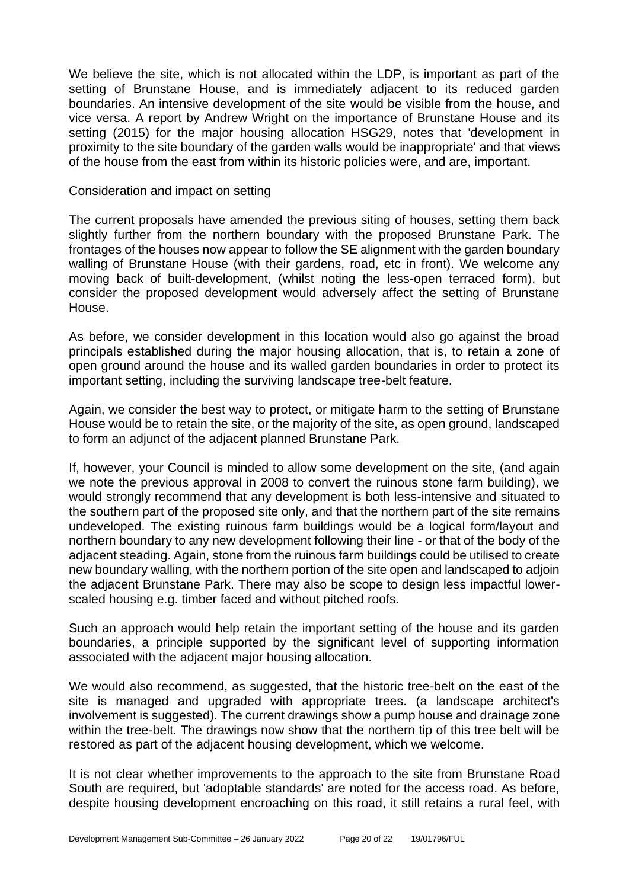We believe the site, which is not allocated within the LDP, is important as part of the setting of Brunstane House, and is immediately adjacent to its reduced garden boundaries. An intensive development of the site would be visible from the house, and vice versa. A report by Andrew Wright on the importance of Brunstane House and its setting (2015) for the major housing allocation HSG29, notes that 'development in proximity to the site boundary of the garden walls would be inappropriate' and that views of the house from the east from within its historic policies were, and are, important.

Consideration and impact on setting

The current proposals have amended the previous siting of houses, setting them back slightly further from the northern boundary with the proposed Brunstane Park. The frontages of the houses now appear to follow the SE alignment with the garden boundary walling of Brunstane House (with their gardens, road, etc in front). We welcome any moving back of built-development, (whilst noting the less-open terraced form), but consider the proposed development would adversely affect the setting of Brunstane House.

As before, we consider development in this location would also go against the broad principals established during the major housing allocation, that is, to retain a zone of open ground around the house and its walled garden boundaries in order to protect its important setting, including the surviving landscape tree-belt feature.

Again, we consider the best way to protect, or mitigate harm to the setting of Brunstane House would be to retain the site, or the majority of the site, as open ground, landscaped to form an adjunct of the adjacent planned Brunstane Park.

If, however, your Council is minded to allow some development on the site, (and again we note the previous approval in 2008 to convert the ruinous stone farm building), we would strongly recommend that any development is both less-intensive and situated to the southern part of the proposed site only, and that the northern part of the site remains undeveloped. The existing ruinous farm buildings would be a logical form/layout and northern boundary to any new development following their line - or that of the body of the adjacent steading. Again, stone from the ruinous farm buildings could be utilised to create new boundary walling, with the northern portion of the site open and landscaped to adjoin the adjacent Brunstane Park. There may also be scope to design less impactful lower-scaled housing e.g. timber faced and without pitched roofs.

Such an approach would help retain the important setting of the house and its garden boundaries, a principle supported by the significant level of supporting information associated with the adjacent major housing allocation.

We would also recommend, as suggested, that the historic tree-belt on the east of the site is managed and upgraded with appropriate trees. (a landscape architect's involvement is suggested). The current drawings show a pump house and drainage zone within the tree-belt. The drawings now show that the northern tip of this tree belt will be restored as part of the adjacent housing development, which we welcome.

It is not clear whether improvements to the approach to the site from Brunstane Road South are required, but 'adoptable standards' are noted for the access road. As before, despite housing development encroaching on this road, it still retains a rural feel, with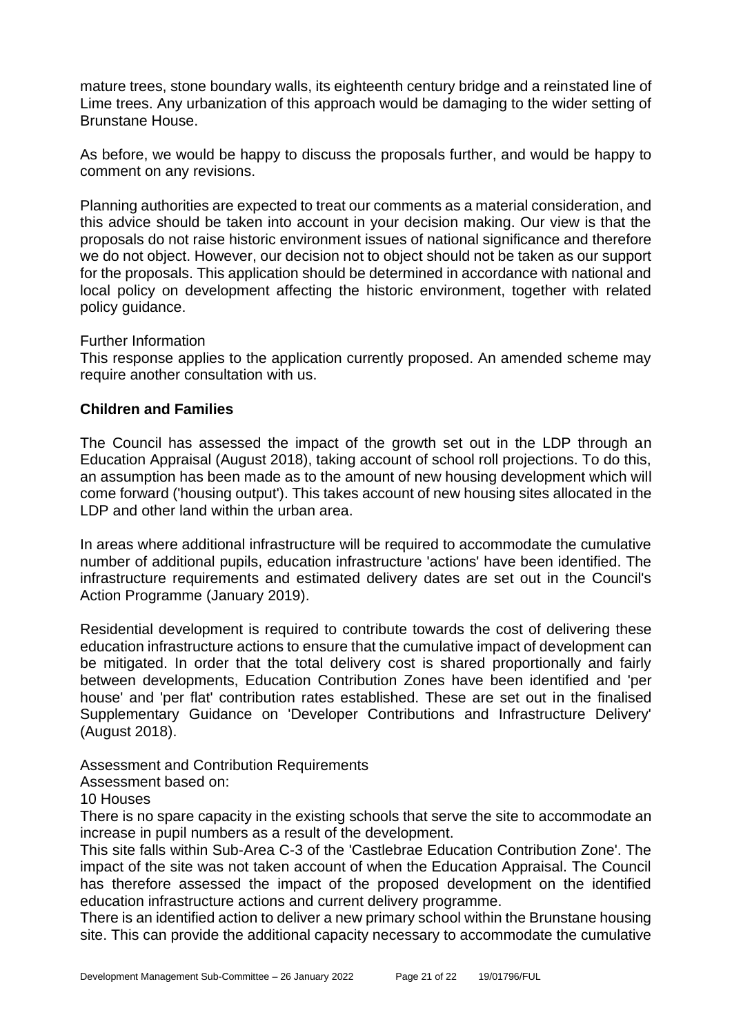mature trees, stone boundary walls, its eighteenth century bridge and a reinstated line of Lime trees. Any urbanization of this approach would be damaging to the wider setting of Brunstane House.

As before, we would be happy to discuss the proposals further, and would be happy to comment on any revisions.

Planning authorities are expected to treat our comments as a material consideration, and this advice should be taken into account in your decision making. Our view is that the proposals do not raise historic environment issues of national significance and therefore we do not object. However, our decision not to object should not be taken as our support for the proposals. This application should be determined in accordance with national and local policy on development affecting the historic environment, together with related policy guidance.

Further Information
This response applies to the application currently proposed. An amended scheme may require another consultation with us.

**Children and Families**

The Council has assessed the impact of the growth set out in the LDP through an Education Appraisal (August 2018), taking account of school roll projections. To do this, an assumption has been made as to the amount of new housing development which will come forward ('housing output'). This takes account of new housing sites allocated in the LDP and other land within the urban area.

In areas where additional infrastructure will be required to accommodate the cumulative number of additional pupils, education infrastructure 'actions' have been identified. The infrastructure requirements and estimated delivery dates are set out in the Council's Action Programme (January 2019).

Residential development is required to contribute towards the cost of delivering these education infrastructure actions to ensure that the cumulative impact of development can be mitigated. In order that the total delivery cost is shared proportionally and fairly between developments, Education Contribution Zones have been identified and 'per house' and 'per flat' contribution rates established. These are set out in the finalised Supplementary Guidance on 'Developer Contributions and Infrastructure Delivery' (August 2018).

Assessment and Contribution Requirements
Assessment based on:
10 Houses
There is no spare capacity in the existing schools that serve the site to accommodate an increase in pupil numbers as a result of the development.
This site falls within Sub-Area C-3 of the 'Castlebrae Education Contribution Zone'. The impact of the site was not taken account of when the Education Appraisal. The Council has therefore assessed the impact of the proposed development on the identified education infrastructure actions and current delivery programme.
There is an identified action to deliver a new primary school within the Brunstane housing site. This can provide the additional capacity necessary to accommodate the cumulative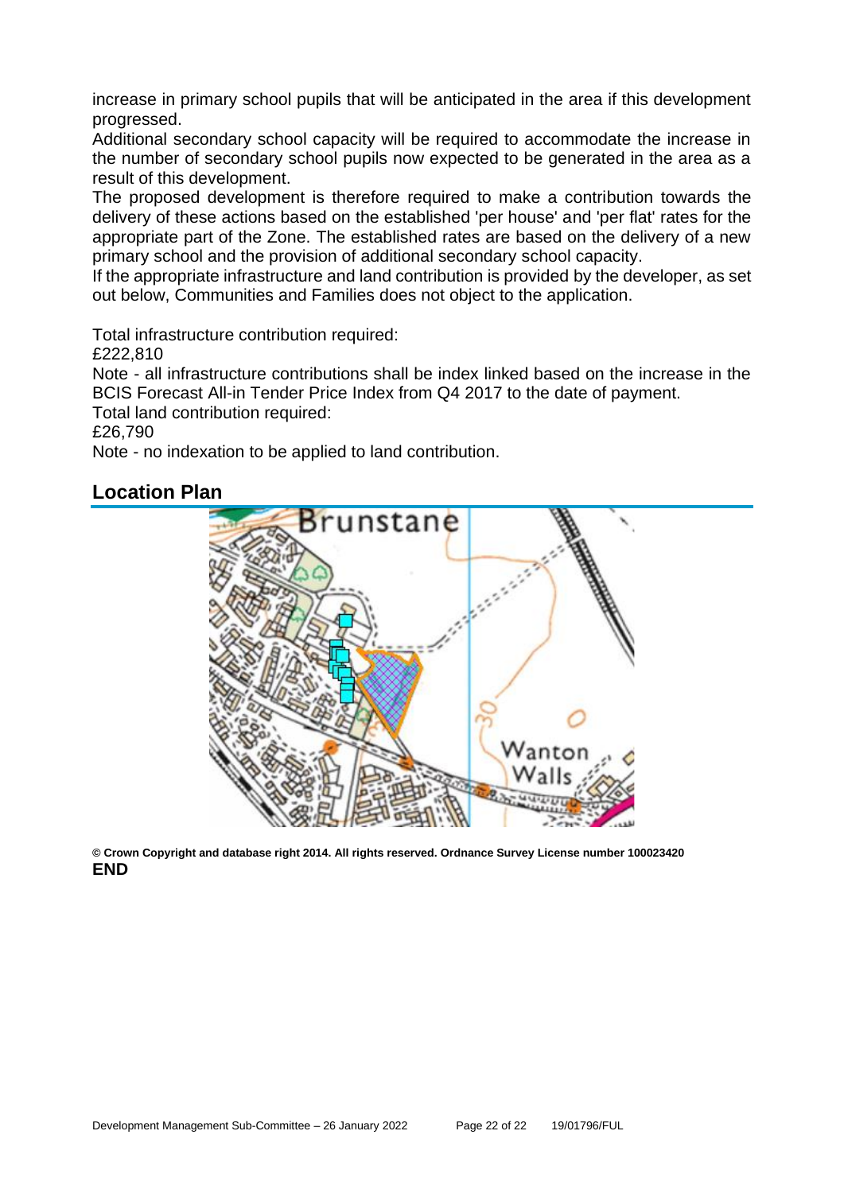increase in primary school pupils that will be anticipated in the area if this development progressed.
Additional secondary school capacity will be required to accommodate the increase in the number of secondary school pupils now expected to be generated in the area as a result of this development.
The proposed development is therefore required to make a contribution towards the delivery of these actions based on the established 'per house' and 'per flat' rates for the appropriate part of the Zone. The established rates are based on the delivery of a new primary school and the provision of additional secondary school capacity.
If the appropriate infrastructure and land contribution is provided by the developer, as set out below, Communities and Families does not object to the application.

Total infrastructure contribution required:
£222,810
Note - all infrastructure contributions shall be index linked based on the increase in the BCIS Forecast All-in Tender Price Index from Q4 2017 to the date of payment.
Total land contribution required:
£26,790
Note - no indexation to be applied to land contribution.

## Location Plan

Brunstane

Wanton Walls

30

**© Crown Copyright and database right 2014. All rights reserved. Ordnance Survey License number 100023420**

**END**